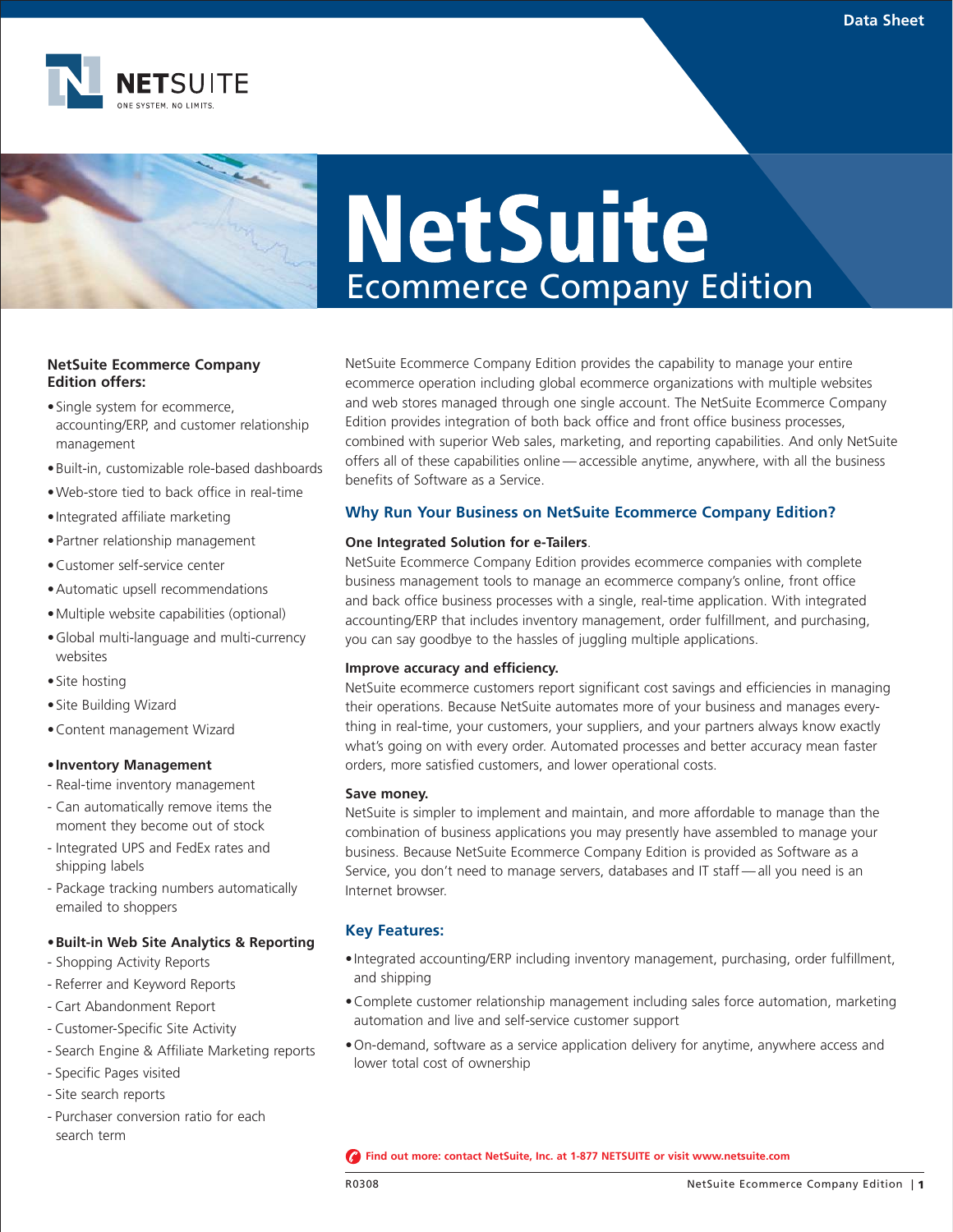Data Sheet

NETSUITE
ONE SYSTEM. NO LIMITS.

# NetSuite
## Ecommerce Company Edition

**NetSuite Ecommerce Company Edition offers:**

- Single system for ecommerce, accounting/ERP, and customer relationship management
- Built-in, customizable role-based dashboards
- Web-store tied to back office in real-time
- Integrated affiliate marketing
- Partner relationship management
- Customer self-service center
- Automatic upsell recommendations
- Multiple website capabilities (optional)
- Global multi-language and multi-currency websites
- Site hosting
- Site Building Wizard
- Content management Wizard

- **Inventory Management**
  - Real-time inventory management
  - Can automatically remove items the moment they become out of stock
  - Integrated UPS and FedEx rates and shipping labels
  - Package tracking numbers automatically emailed to shoppers

- **Built-in Web Site Analytics & Reporting**
  - Shopping Activity Reports
  - Referrer and Keyword Reports
  - Cart Abandonment Report
  - Customer-Specific Site Activity
  - Search Engine & Affiliate Marketing reports
  - Specific Pages visited
  - Site search reports
  - Purchaser conversion ratio for each search term

NetSuite Ecommerce Company Edition provides the capability to manage your entire ecommerce operation including global ecommerce organizations with multiple websites and web stores managed through one single account. The NetSuite Ecommerce Company Edition provides integration of both back office and front office business processes, combined with superior Web sales, marketing, and reporting capabilities. And only NetSuite offers all of these capabilities online—accessible anytime, anywhere, with all the business benefits of Software as a Service.

### Why Run Your Business on NetSuite Ecommerce Company Edition?

**One Integrated Solution for e-Tailers**.
NetSuite Ecommerce Company Edition provides ecommerce companies with complete business management tools to manage an ecommerce company's online, front office and back office business processes with a single, real-time application. With integrated accounting/ERP that includes inventory management, order fulfillment, and purchasing, you can say goodbye to the hassles of juggling multiple applications.

**Improve accuracy and efficiency.**
NetSuite ecommerce customers report significant cost savings and efficiencies in managing their operations. Because NetSuite automates more of your business and manages everything in real-time, your customers, your suppliers, and your partners always know exactly what's going on with every order. Automated processes and better accuracy mean faster orders, more satisfied customers, and lower operational costs.

**Save money.**
NetSuite is simpler to implement and maintain, and more affordable to manage than the combination of business applications you may presently have assembled to manage your business. Because NetSuite Ecommerce Company Edition is provided as Software as a Service, you don't need to manage servers, databases and IT staff—all you need is an Internet browser.

### Key Features:

- Integrated accounting/ERP including inventory management, purchasing, order fulfillment, and shipping
- Complete customer relationship management including sales force automation, marketing automation and live and self-service customer support
- On-demand, software as a service application delivery for anytime, anywhere access and lower total cost of ownership

**Find out more: contact NetSuite, Inc. at 1-877 NETSUITE or visit www.netsuite.com**

R0308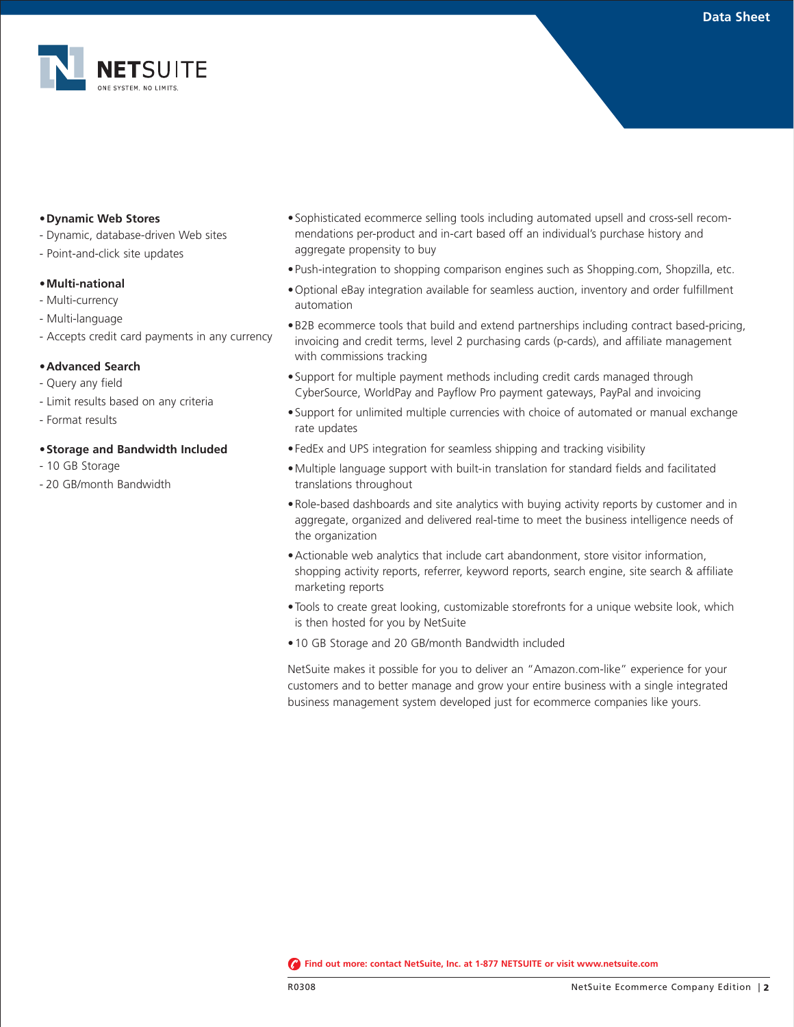- **Dynamic Web Stores**
  - Dynamic, database-driven Web sites
  - Point-and-click site updates
- **Multi-national**
  - Multi-currency
  - Multi-language
  - Accepts credit card payments in any currency
- **Advanced Search**
  - Query any field
  - Limit results based on any criteria
  - Format results
- **Storage and Bandwidth Included**
  - 10 GB Storage
  - 20 GB/month Bandwidth

- Sophisticated ecommerce selling tools including automated upsell and cross-sell recommendations per-product and in-cart based off an individual's purchase history and aggregate propensity to buy
- Push-integration to shopping comparison engines such as Shopping.com, Shopzilla, etc.
- Optional eBay integration available for seamless auction, inventory and order fulfillment automation
- B2B ecommerce tools that build and extend partnerships including contract based-pricing, invoicing and credit terms, level 2 purchasing cards (p-cards), and affiliate management with commissions tracking
- Support for multiple payment methods including credit cards managed through CyberSource, WorldPay and Payflow Pro payment gateways, PayPal and invoicing
- Support for unlimited multiple currencies with choice of automated or manual exchange rate updates
- FedEx and UPS integration for seamless shipping and tracking visibility
- Multiple language support with built-in translation for standard fields and facilitated translations throughout
- Role-based dashboards and site analytics with buying activity reports by customer and in aggregate, organized and delivered real-time to meet the business intelligence needs of the organization
- Actionable web analytics that include cart abandonment, store visitor information, shopping activity reports, referrer, keyword reports, search engine, site search & affiliate marketing reports
- Tools to create great looking, customizable storefronts for a unique website look, which is then hosted for you by NetSuite
- 10 GB Storage and 20 GB/month Bandwidth included

NetSuite makes it possible for you to deliver an "Amazon.com-like" experience for your customers and to better manage and grow your entire business with a single integrated business management system developed just for ecommerce companies like yours.

**Find out more: contact NetSuite, Inc. at 1-877 NETSUITE or visit www.netsuite.com**

R0308